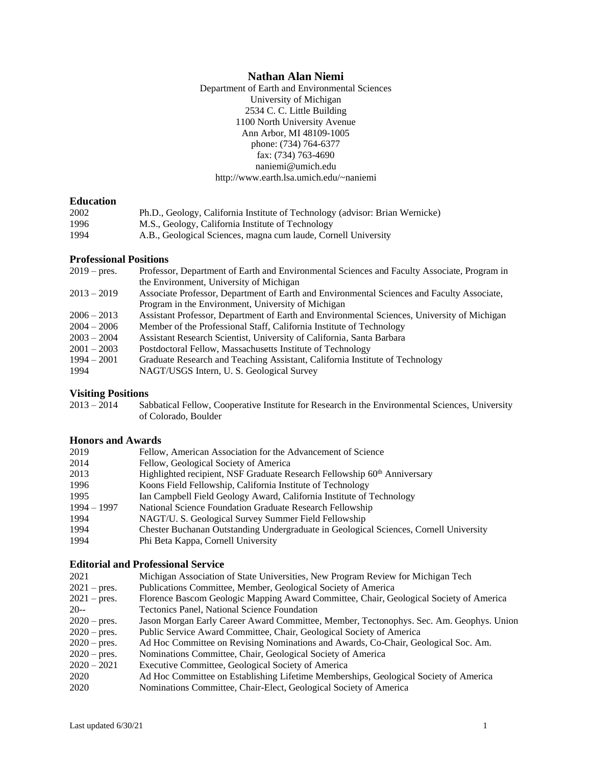# Nathan Alan Niemi

Department of Earth and Environmental Sciences
University of Michigan
2534 C. C. Little Building
1100 North University Avenue
Ann Arbor, MI 48109-1005
phone: (734) 764-6377
fax: (734) 763-4690
naniemi@umich.edu
http://www.earth.lsa.umich.edu/~naniemi

## Education

| | |
|---|---|
| 2002 | Ph.D., Geology, California Institute of Technology (advisor: Brian Wernicke) |
| 1996 | M.S., Geology, California Institute of Technology |
| 1994 | A.B., Geological Sciences, magna cum laude, Cornell University |

## Professional Positions

| | |
|---|---|
| 2019 – pres. | Professor, Department of Earth and Environmental Sciences and Faculty Associate, Program in the Environment, University of Michigan |
| 2013 – 2019 | Associate Professor, Department of Earth and Environmental Sciences and Faculty Associate, Program in the Environment, University of Michigan |
| 2006 – 2013 | Assistant Professor, Department of Earth and Environmental Sciences, University of Michigan |
| 2004 – 2006 | Member of the Professional Staff, California Institute of Technology |
| 2003 – 2004 | Assistant Research Scientist, University of California, Santa Barbara |
| 2001 – 2003 | Postdoctoral Fellow, Massachusetts Institute of Technology |
| 1994 – 2001 | Graduate Research and Teaching Assistant, California Institute of Technology |
| 1994 | NAGT/USGS Intern, U. S. Geological Survey |

## Visiting Positions

| | |
|---|---|
| 2013 – 2014 | Sabbatical Fellow, Cooperative Institute for Research in the Environmental Sciences, University of Colorado, Boulder |

## Honors and Awards

| | |
|---|---|
| 2019 | Fellow, American Association for the Advancement of Science |
| 2014 | Fellow, Geological Society of America |
| 2013 | Highlighted recipient, NSF Graduate Research Fellowship 60th Anniversary |
| 1996 | Koons Field Fellowship, California Institute of Technology |
| 1995 | Ian Campbell Field Geology Award, California Institute of Technology |
| 1994 – 1997 | National Science Foundation Graduate Research Fellowship |
| 1994 | NAGT/U. S. Geological Survey Summer Field Fellowship |
| 1994 | Chester Buchanan Outstanding Undergraduate in Geological Sciences, Cornell University |
| 1994 | Phi Beta Kappa, Cornell University |

## Editorial and Professional Service

| | |
|---|---|
| 2021 | Michigan Association of State Universities, New Program Review for Michigan Tech |
| 2021 – pres. | Publications Committee, Member, Geological Society of America |
| 2021 – pres. | Florence Bascom Geologic Mapping Award Committee, Chair, Geological Society of America |
| 20-- | Tectonics Panel, National Science Foundation |
| 2020 – pres. | Jason Morgan Early Career Award Committee, Member, Tectonophys. Sec. Am. Geophys. Union |
| 2020 – pres. | Public Service Award Committee, Chair, Geological Society of America |
| 2020 – pres. | Ad Hoc Committee on Revising Nominations and Awards, Co-Chair, Geological Soc. Am. |
| 2020 – pres. | Nominations Committee, Chair, Geological Society of America |
| 2020 – 2021 | Executive Committee, Geological Society of America |
| 2020 | Ad Hoc Committee on Establishing Lifetime Memberships, Geological Society of America |
| 2020 | Nominations Committee, Chair-Elect, Geological Society of America |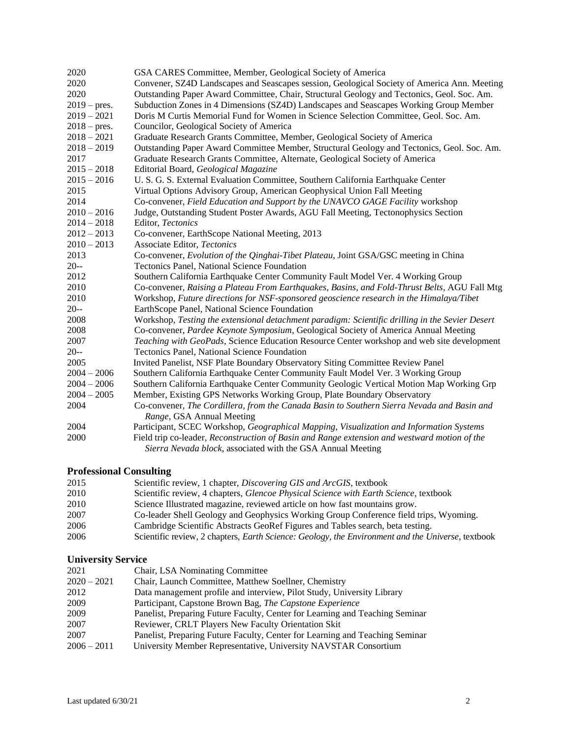| | |
|---|---|
| 2020 | GSA CARES Committee, Member, Geological Society of America |
| 2020 | Convener, SZ4D Landscapes and Seascapes session, Geological Society of America Ann. Meeting |
| 2020 | Outstanding Paper Award Committee, Chair, Structural Geology and Tectonics, Geol. Soc. Am. |
| 2019 – pres. | Subduction Zones in 4 Dimensions (SZ4D) Landscapes and Seascapes Working Group Member |
| 2019 – 2021 | Doris M Curtis Memorial Fund for Women in Science Selection Committee, Geol. Soc. Am. |
| 2018 – pres. | Councilor, Geological Society of America |
| 2018 – 2021 | Graduate Research Grants Committee, Member, Geological Society of America |
| 2018 – 2019 | Outstanding Paper Award Committee Member, Structural Geology and Tectonics, Geol. Soc. Am. |
| 2017 | Graduate Research Grants Committee, Alternate, Geological Society of America |
| 2015 – 2018 | Editorial Board, *Geological Magazine* |
| 2015 – 2016 | U. S. G. S. External Evaluation Committee, Southern California Earthquake Center |
| 2015 | Virtual Options Advisory Group, American Geophysical Union Fall Meeting |
| 2014 | Co-convener, *Field Education and Support by the UNAVCO GAGE Facility* workshop |
| 2010 – 2016 | Judge, Outstanding Student Poster Awards, AGU Fall Meeting, Tectonophysics Section |
| 2014 – 2018 | Editor, *Tectonics* |
| 2012 – 2013 | Co-convener, EarthScope National Meeting, 2013 |
| 2010 – 2013 | Associate Editor, *Tectonics* |
| 2013 | Co-convener, *Evolution of the Qinghai-Tibet Plateau*, Joint GSA/GSC meeting in China |
| 20-- | Tectonics Panel, National Science Foundation |
| 2012 | Southern California Earthquake Center Community Fault Model Ver. 4 Working Group |
| 2010 | Co-convener, *Raising a Plateau From Earthquakes, Basins, and Fold-Thrust Belts*, AGU Fall Mtg |
| 2010 | Workshop, *Future directions for NSF-sponsored geoscience research in the Himalaya/Tibet* |
| 20-- | EarthScope Panel, National Science Foundation |
| 2008 | Workshop, *Testing the extensional detachment paradigm: Scientific drilling in the Sevier Desert* |
| 2008 | Co-convener, *Pardee Keynote Symposium*, Geological Society of America Annual Meeting |
| 2007 | *Teaching with GeoPads*, Science Education Resource Center workshop and web site development |
| 20-- | Tectonics Panel, National Science Foundation |
| 2005 | Invited Panelist, NSF Plate Boundary Observatory Siting Committee Review Panel |
| 2004 – 2006 | Southern California Earthquake Center Community Fault Model Ver. 3 Working Group |
| 2004 – 2006 | Southern California Earthquake Center Community Geologic Vertical Motion Map Working Grp |
| 2004 – 2005 | Member, Existing GPS Networks Working Group, Plate Boundary Observatory |
| 2004 | Co-convener, *The Cordillera, from the Canada Basin to Southern Sierra Nevada and Basin and Range*, GSA Annual Meeting |
| 2004 | Participant, SCEC Workshop, *Geographical Mapping, Visualization and Information Systems* |
| 2000 | Field trip co-leader, *Reconstruction of Basin and Range extension and westward motion of the Sierra Nevada block*, associated with the GSA Annual Meeting |

## Professional Consulting

| | |
|---|---|
| 2015 | Scientific review, 1 chapter, *Discovering GIS and ArcGIS*, textbook |
| 2010 | Scientific review, 4 chapters, *Glencoe Physical Science with Earth Science*, textbook |
| 2010 | Science Illustrated magazine, reviewed article on how fast mountains grow. |
| 2007 | Co-leader Shell Geology and Geophysics Working Group Conference field trips, Wyoming. |
| 2006 | Cambridge Scientific Abstracts GeoRef Figures and Tables search, beta testing. |
| 2006 | Scientific review, 2 chapters, *Earth Science: Geology, the Environment and the Universe*, textbook |

## University Service

| | |
|---|---|
| 2021 | Chair, LSA Nominating Committee |
| 2020 – 2021 | Chair, Launch Committee, Matthew Soellner, Chemistry |
| 2012 | Data management profile and interview, Pilot Study, University Library |
| 2009 | Participant, Capstone Brown Bag, *The Capstone Experience* |
| 2009 | Panelist, Preparing Future Faculty, Center for Learning and Teaching Seminar |
| 2007 | Reviewer, CRLT Players New Faculty Orientation Skit |
| 2007 | Panelist, Preparing Future Faculty, Center for Learning and Teaching Seminar |
| 2006 – 2011 | University Member Representative, University NAVSTAR Consortium |

Last updated 6/30/21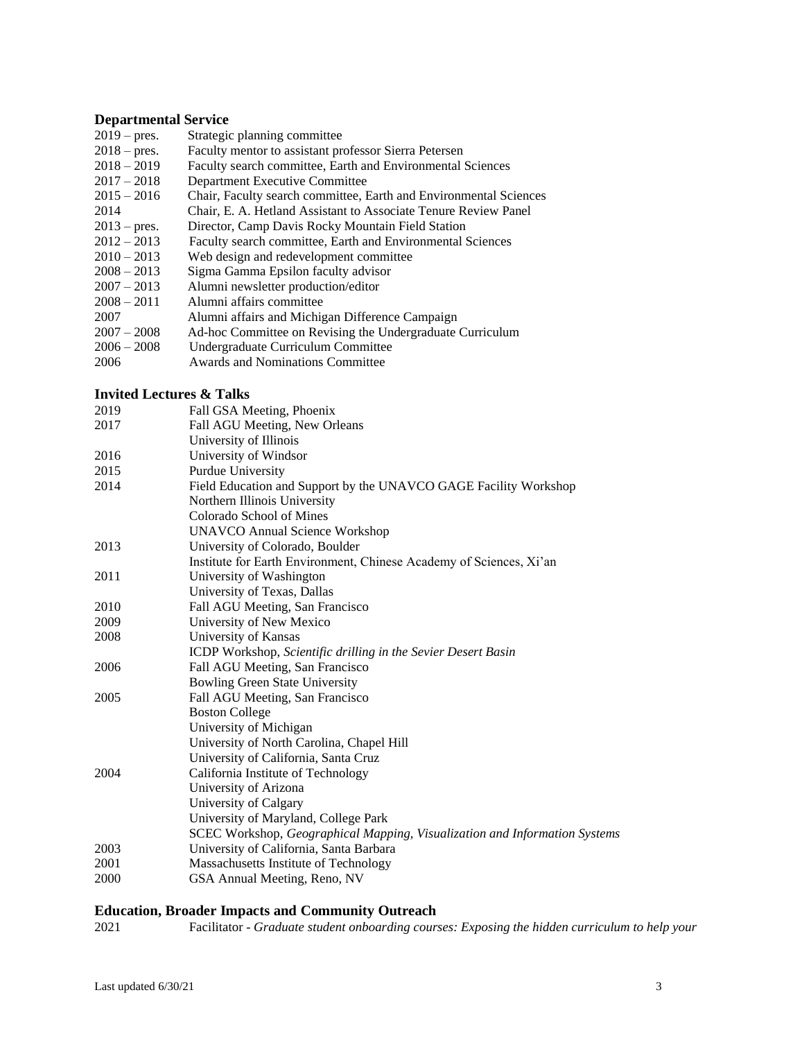### Departmental Service

| | |
|---|---|
| 2019 – pres. | Strategic planning committee |
| 2018 – pres. | Faculty mentor to assistant professor Sierra Petersen |
| 2018 – 2019 | Faculty search committee, Earth and Environmental Sciences |
| 2017 – 2018 | Department Executive Committee |
| 2015 – 2016 | Chair, Faculty search committee, Earth and Environmental Sciences |
| 2014 | Chair, E. A. Hetland Assistant to Associate Tenure Review Panel |
| 2013 – pres. | Director, Camp Davis Rocky Mountain Field Station |
| 2012 – 2013 | Faculty search committee, Earth and Environmental Sciences |
| 2010 – 2013 | Web design and redevelopment committee |
| 2008 – 2013 | Sigma Gamma Epsilon faculty advisor |
| 2007 – 2013 | Alumni newsletter production/editor |
| 2008 – 2011 | Alumni affairs committee |
| 2007 | Alumni affairs and Michigan Difference Campaign |
| 2007 – 2008 | Ad-hoc Committee on Revising the Undergraduate Curriculum |
| 2006 – 2008 | Undergraduate Curriculum Committee |
| 2006 | Awards and Nominations Committee |

### Invited Lectures & Talks

| | |
|---|---|
| 2019 | Fall GSA Meeting, Phoenix |
| 2017 | Fall AGU Meeting, New Orleans |
| | University of Illinois |
| 2016 | University of Windsor |
| 2015 | Purdue University |
| 2014 | Field Education and Support by the UNAVCO GAGE Facility Workshop |
| | Northern Illinois University |
| | Colorado School of Mines |
| | UNAVCO Annual Science Workshop |
| 2013 | University of Colorado, Boulder |
| | Institute for Earth Environment, Chinese Academy of Sciences, Xi'an |
| 2011 | University of Washington |
| | University of Texas, Dallas |
| 2010 | Fall AGU Meeting, San Francisco |
| 2009 | University of New Mexico |
| 2008 | University of Kansas |
| | ICDP Workshop, *Scientific drilling in the Sevier Desert Basin* |
| 2006 | Fall AGU Meeting, San Francisco |
| | Bowling Green State University |
| 2005 | Fall AGU Meeting, San Francisco |
| | Boston College |
| | University of Michigan |
| | University of North Carolina, Chapel Hill |
| | University of California, Santa Cruz |
| 2004 | California Institute of Technology |
| | University of Arizona |
| | University of Calgary |
| | University of Maryland, College Park |
| | SCEC Workshop, *Geographical Mapping, Visualization and Information Systems* |
| 2003 | University of California, Santa Barbara |
| 2001 | Massachusetts Institute of Technology |
| 2000 | GSA Annual Meeting, Reno, NV |

### Education, Broader Impacts and Community Outreach

| | |
|---|---|
| 2021 | Facilitator - *Graduate student onboarding courses: Exposing the hidden curriculum to help your* |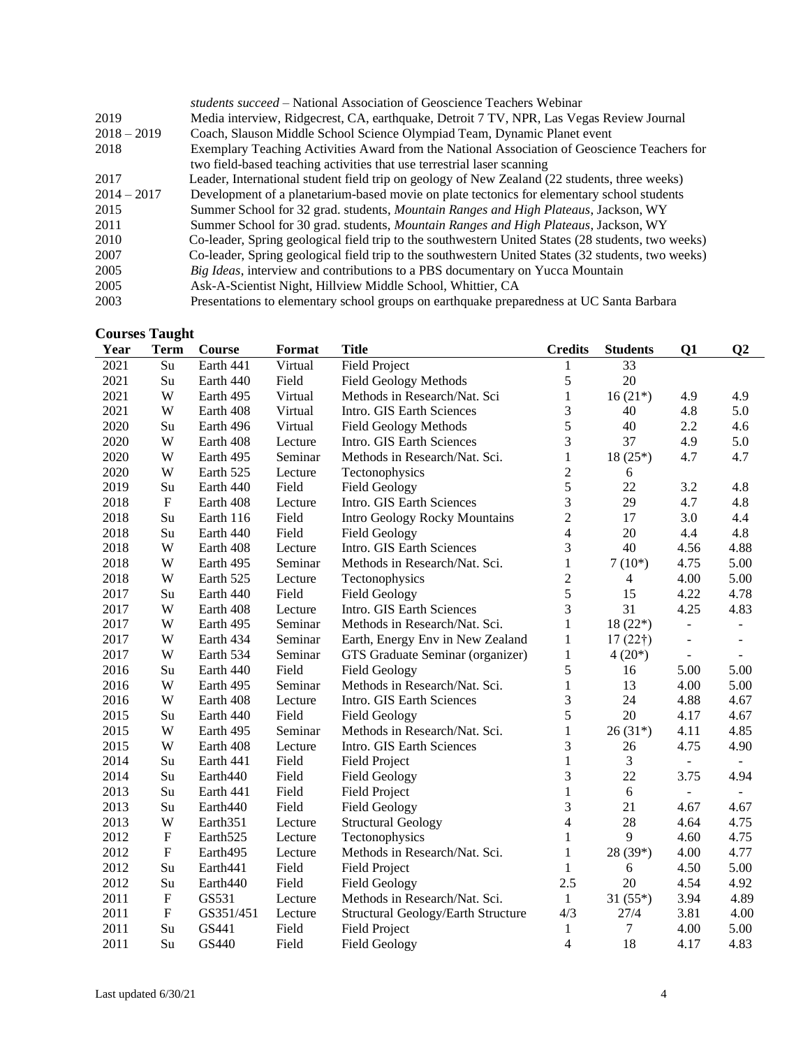| | |
|---|---|
| | *students succeed* – National Association of Geoscience Teachers Webinar |
| 2019 | Media interview, Ridgecrest, CA, earthquake, Detroit 7 TV, NPR, Las Vegas Review Journal |
| 2018 – 2019 | Coach, Slauson Middle School Science Olympiad Team, Dynamic Planet event |
| 2018 | Exemplary Teaching Activities Award from the National Association of Geoscience Teachers for two field-based teaching activities that use terrestrial laser scanning |
| 2017 | Leader, International student field trip on geology of New Zealand (22 students, three weeks) |
| 2014 – 2017 | Development of a planetarium-based movie on plate tectonics for elementary school students |
| 2015 | Summer School for 32 grad. students, *Mountain Ranges and High Plateaus*, Jackson, WY |
| 2011 | Summer School for 30 grad. students, *Mountain Ranges and High Plateaus*, Jackson, WY |
| 2010 | Co-leader, Spring geological field trip to the southwestern United States (28 students, two weeks) |
| 2007 | Co-leader, Spring geological field trip to the southwestern United States (32 students, two weeks) |
| 2005 | *Big Ideas*, interview and contributions to a PBS documentary on Yucca Mountain |
| 2005 | Ask-A-Scientist Night, Hillview Middle School, Whittier, CA |
| 2003 | Presentations to elementary school groups on earthquake preparedness at UC Santa Barbara |

## Courses Taught

| Year | Term | Course | Format | Title | Credits | Students | Q1 | Q2 |
|---|---|---|---|---|---|---|---|---|
| 2021 | Su | Earth 441 | Virtual | Field Project | 1 | 33 | | |
| 2021 | Su | Earth 440 | Field | Field Geology Methods | 5 | 20 | | |
| 2021 | W | Earth 495 | Virtual | Methods in Research/Nat. Sci | 1 | 16 (21*) | 4.9 | 4.9 |
| 2021 | W | Earth 408 | Virtual | Intro. GIS Earth Sciences | 3 | 40 | 4.8 | 5.0 |
| 2020 | Su | Earth 496 | Virtual | Field Geology Methods | 5 | 40 | 2.2 | 4.6 |
| 2020 | W | Earth 408 | Lecture | Intro. GIS Earth Sciences | 3 | 37 | 4.9 | 5.0 |
| 2020 | W | Earth 495 | Seminar | Methods in Research/Nat. Sci. | 1 | 18 (25*) | 4.7 | 4.7 |
| 2020 | W | Earth 525 | Lecture | Tectonophysics | 2 | 6 | | |
| 2019 | Su | Earth 440 | Field | Field Geology | 5 | 22 | 3.2 | 4.8 |
| 2018 | F | Earth 408 | Lecture | Intro. GIS Earth Sciences | 3 | 29 | 4.7 | 4.8 |
| 2018 | Su | Earth 116 | Field | Intro Geology Rocky Mountains | 2 | 17 | 3.0 | 4.4 |
| 2018 | Su | Earth 440 | Field | Field Geology | 4 | 20 | 4.4 | 4.8 |
| 2018 | W | Earth 408 | Lecture | Intro. GIS Earth Sciences | 3 | 40 | 4.56 | 4.88 |
| 2018 | W | Earth 495 | Seminar | Methods in Research/Nat. Sci. | 1 | 7 (10*) | 4.75 | 5.00 |
| 2018 | W | Earth 525 | Lecture | Tectonophysics | 2 | 4 | 4.00 | 5.00 |
| 2017 | Su | Earth 440 | Field | Field Geology | 5 | 15 | 4.22 | 4.78 |
| 2017 | W | Earth 408 | Lecture | Intro. GIS Earth Sciences | 3 | 31 | 4.25 | 4.83 |
| 2017 | W | Earth 495 | Seminar | Methods in Research/Nat. Sci. | 1 | 18 (22*) | - | - |
| 2017 | W | Earth 434 | Seminar | Earth, Energy Env in New Zealand | 1 | 17 (22†) | - | - |
| 2017 | W | Earth 534 | Seminar | GTS Graduate Seminar (organizer) | 1 | 4 (20*) | - | - |
| 2016 | Su | Earth 440 | Field | Field Geology | 5 | 16 | 5.00 | 5.00 |
| 2016 | W | Earth 495 | Seminar | Methods in Research/Nat. Sci. | 1 | 13 | 4.00 | 5.00 |
| 2016 | W | Earth 408 | Lecture | Intro. GIS Earth Sciences | 3 | 24 | 4.88 | 4.67 |
| 2015 | Su | Earth 440 | Field | Field Geology | 5 | 20 | 4.17 | 4.67 |
| 2015 | W | Earth 495 | Seminar | Methods in Research/Nat. Sci. | 1 | 26 (31*) | 4.11 | 4.85 |
| 2015 | W | Earth 408 | Lecture | Intro. GIS Earth Sciences | 3 | 26 | 4.75 | 4.90 |
| 2014 | Su | Earth 441 | Field | Field Project | 1 | 3 | - | - |
| 2014 | Su | Earth440 | Field | Field Geology | 3 | 22 | 3.75 | 4.94 |
| 2013 | Su | Earth 441 | Field | Field Project | 1 | 6 | - | - |
| 2013 | Su | Earth440 | Field | Field Geology | 3 | 21 | 4.67 | 4.67 |
| 2013 | W | Earth351 | Lecture | Structural Geology | 4 | 28 | 4.64 | 4.75 |
| 2012 | F | Earth525 | Lecture | Tectonophysics | 1 | 9 | 4.60 | 4.75 |
| 2012 | F | Earth495 | Lecture | Methods in Research/Nat. Sci. | 1 | 28 (39*) | 4.00 | 4.77 |
| 2012 | Su | Earth441 | Field | Field Project | 1 | 6 | 4.50 | 5.00 |
| 2012 | Su | Earth440 | Field | Field Geology | 2.5 | 20 | 4.54 | 4.92 |
| 2011 | F | GS531 | Lecture | Methods in Research/Nat. Sci. | 1 | 31 (55*) | 3.94 | 4.89 |
| 2011 | F | GS351/451 | Lecture | Structural Geology/Earth Structure | 4/3 | 27/4 | 3.81 | 4.00 |
| 2011 | Su | GS441 | Field | Field Project | 1 | 7 | 4.00 | 5.00 |
| 2011 | Su | GS440 | Field | Field Geology | 4 | 18 | 4.17 | 4.83 |

Last updated 6/30/21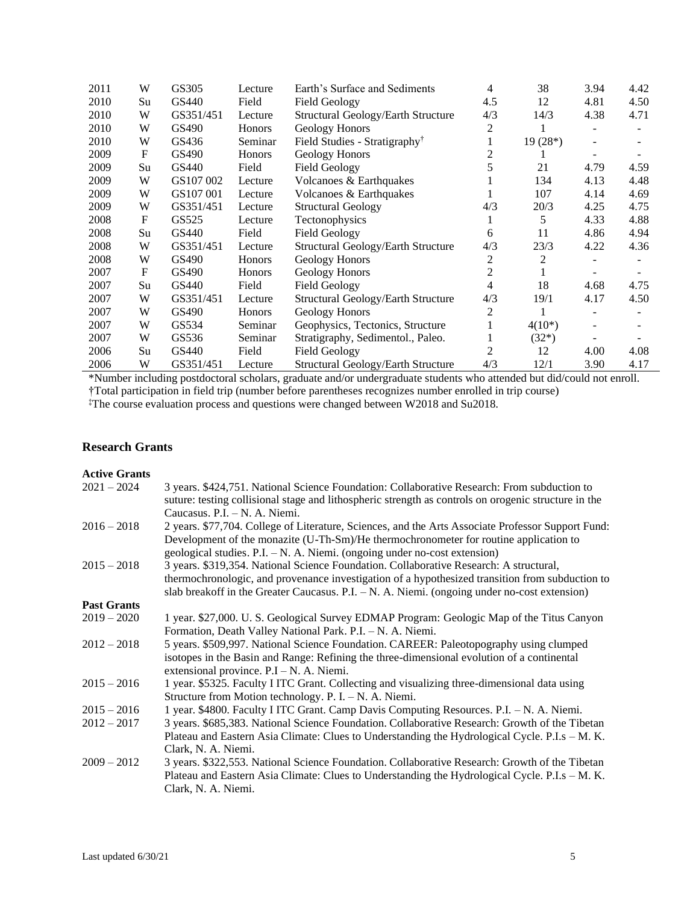| | | | | | | | | |
|---|---|---|---|---|---|---|---|---|
| 2011 | W | GS305 | Lecture | Earth's Surface and Sediments | 4 | 38 | 3.94 | 4.42 |
| 2010 | Su | GS440 | Field | Field Geology | 4.5 | 12 | 4.81 | 4.50 |
| 2010 | W | GS351/451 | Lecture | Structural Geology/Earth Structure | 4/3 | 14/3 | 4.38 | 4.71 |
| 2010 | W | GS490 | Honors | Geology Honors | 2 | 1 | - | - |
| 2010 | W | GS436 | Seminar | Field Studies - Stratigraphy† | 1 | 19 (28*) | - | - |
| 2009 | F | GS490 | Honors | Geology Honors | 2 | 1 | - | - |
| 2009 | Su | GS440 | Field | Field Geology | 5 | 21 | 4.79 | 4.59 |
| 2009 | W | GS107 002 | Lecture | Volcanoes & Earthquakes | 1 | 134 | 4.13 | 4.48 |
| 2009 | W | GS107 001 | Lecture | Volcanoes & Earthquakes | 1 | 107 | 4.14 | 4.69 |
| 2009 | W | GS351/451 | Lecture | Structural Geology | 4/3 | 20/3 | 4.25 | 4.75 |
| 2008 | F | GS525 | Lecture | Tectonophysics | 1 | 5 | 4.33 | 4.88 |
| 2008 | Su | GS440 | Field | Field Geology | 6 | 11 | 4.86 | 4.94 |
| 2008 | W | GS351/451 | Lecture | Structural Geology/Earth Structure | 4/3 | 23/3 | 4.22 | 4.36 |
| 2008 | W | GS490 | Honors | Geology Honors | 2 | 2 | - | - |
| 2007 | F | GS490 | Honors | Geology Honors | 2 | 1 | - | - |
| 2007 | Su | GS440 | Field | Field Geology | 4 | 18 | 4.68 | 4.75 |
| 2007 | W | GS351/451 | Lecture | Structural Geology/Earth Structure | 4/3 | 19/1 | 4.17 | 4.50 |
| 2007 | W | GS490 | Honors | Geology Honors | 2 | 1 | - | - |
| 2007 | W | GS534 | Seminar | Geophysics, Tectonics, Structure | 1 | 4(10*) | - | - |
| 2007 | W | GS536 | Seminar | Stratigraphy, Sedimentol., Paleo. | 1 | (32*) | - | - |
| 2006 | Su | GS440 | Field | Field Geology | 2 | 12 | 4.00 | 4.08 |
| 2006 | W | GS351/451 | Lecture | Structural Geology/Earth Structure | 4/3 | 12/1 | 3.90 | 4.17 |

*Number including postdoctoral scholars, graduate and/or undergraduate students who attended but did/could not enroll.
†Total participation in field trip (number before parentheses recognizes number enrolled in trip course)
‡The course evaluation process and questions were changed between W2018 and Su2018.

## Research Grants

**Active Grants**

2021 – 2024 — 3 years. $424,751. National Science Foundation: Collaborative Research: From subduction to suture: testing collisional stage and lithospheric strength as controls on orogenic structure in the Caucasus. P.I. – N. A. Niemi.

2016 – 2018 — 2 years. $77,704. College of Literature, Sciences, and the Arts Associate Professor Support Fund: Development of the monazite (U-Th-Sm)/He thermochronometer for routine application to geological studies. P.I. – N. A. Niemi. (ongoing under no-cost extension)

2015 – 2018 — 3 years. $319,354. National Science Foundation. Collaborative Research: A structural, thermochronologic, and provenance investigation of a hypothesized transition from subduction to slab breakoff in the Greater Caucasus. P.I. – N. A. Niemi. (ongoing under no-cost extension)

**Past Grants**

2019 – 2020 — 1 year. $27,000. U. S. Geological Survey EDMAP Program: Geologic Map of the Titus Canyon Formation, Death Valley National Park. P.I. – N. A. Niemi.

2012 – 2018 — 5 years. $509,997. National Science Foundation. CAREER: Paleotopography using clumped isotopes in the Basin and Range: Refining the three-dimensional evolution of a continental extensional province. P.I – N. A. Niemi.

2015 – 2016 — 1 year. $5325. Faculty I ITC Grant. Collecting and visualizing three-dimensional data using Structure from Motion technology. P. I. – N. A. Niemi.

2015 – 2016 — 1 year. $4800. Faculty I ITC Grant. Camp Davis Computing Resources. P.I. – N. A. Niemi.

2012 – 2017 — 3 years. $685,383. National Science Foundation. Collaborative Research: Growth of the Tibetan Plateau and Eastern Asia Climate: Clues to Understanding the Hydrological Cycle. P.I.s – M. K. Clark, N. A. Niemi.

2009 – 2012 — 3 years. $322,553. National Science Foundation. Collaborative Research: Growth of the Tibetan Plateau and Eastern Asia Climate: Clues to Understanding the Hydrological Cycle. P.I.s – M. K. Clark, N. A. Niemi.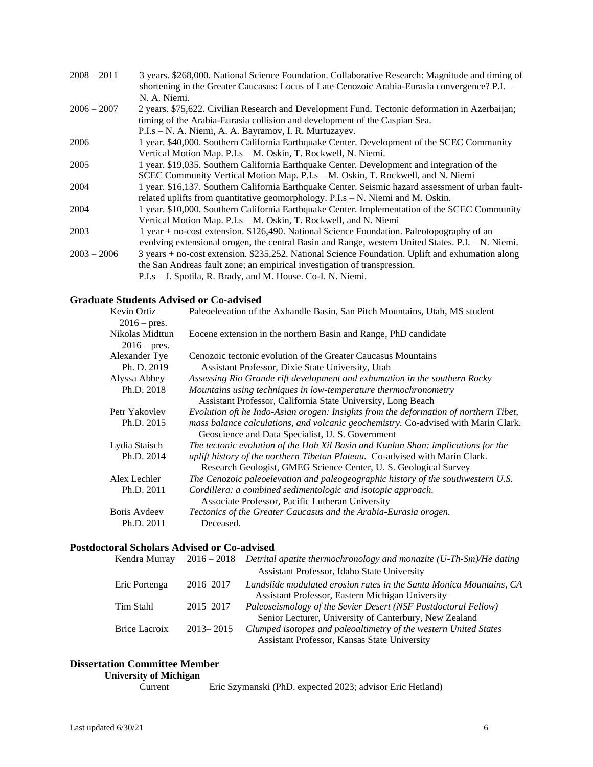| | |
|---|---|
| 2008 – 2011 | 3 years. $268,000. National Science Foundation. Collaborative Research: Magnitude and timing of shortening in the Greater Caucasus: Locus of Late Cenozoic Arabia-Eurasia convergence? P.I. – N. A. Niemi. |
| 2006 – 2007 | 2 years. $75,622. Civilian Research and Development Fund. Tectonic deformation in Azerbaijan; timing of the Arabia-Eurasia collision and development of the Caspian Sea. P.I.s – N. A. Niemi, A. A. Bayramov, I. R. Murtuzayev. |
| 2006 | 1 year. $40,000. Southern California Earthquake Center. Development of the SCEC Community Vertical Motion Map. P.I.s – M. Oskin, T. Rockwell, N. Niemi. |
| 2005 | 1 year. $19,035. Southern California Earthquake Center. Development and integration of the SCEC Community Vertical Motion Map. P.I.s – M. Oskin, T. Rockwell, and N. Niemi |
| 2004 | 1 year. $16,137. Southern California Earthquake Center. Seismic hazard assessment of urban fault-related uplifts from quantitative geomorphology. P.I.s – N. Niemi and M. Oskin. |
| 2004 | 1 year. $10,000. Southern California Earthquake Center. Implementation of the SCEC Community Vertical Motion Map. P.I.s – M. Oskin, T. Rockwell, and N. Niemi |
| 2003 | 1 year + no-cost extension. $126,490. National Science Foundation. Paleotopography of an evolving extensional orogen, the central Basin and Range, western United States. P.I. – N. Niemi. |
| 2003 – 2006 | 3 years + no-cost extension. $235,252. National Science Foundation. Uplift and exhumation along the San Andreas fault zone; an empirical investigation of transpression. P.I.s – J. Spotila, R. Brady, and M. House. Co-I. N. Niemi. |

## Graduate Students Advised or Co-advised

| | |
|---|---|
| Kevin Ortiz 2016 – pres. | Paleoelevation of the Axhandle Basin, San Pitch Mountains, Utah, MS student |
| Nikolas Midttun 2016 – pres. | Eocene extension in the northern Basin and Range, PhD candidate |
| Alexander Tye Ph. D. 2019 | Cenozoic tectonic evolution of the Greater Caucasus Mountains<br>Assistant Professor, Dixie State University, Utah |
| Alyssa Abbey Ph.D. 2018 | *Assessing Rio Grande rift development and exhumation in the southern Rocky Mountains using techniques in low-temperature thermochronometry*<br>Assistant Professor, California State University, Long Beach |
| Petr Yakovlev Ph.D. 2015 | *Evolution oft he Indo-Asian orogen: Insights from the deformation of northern Tibet, mass balance calculations, and volcanic geochemistry.* Co-advised with Marin Clark.<br>Geoscience and Data Specialist, U. S. Government |
| Lydia Staisch Ph.D. 2014 | *The tectonic evolution of the Hoh Xil Basin and Kunlun Shan: implications for the uplift history of the northern Tibetan Plateau.* Co-advised with Marin Clark.<br>Research Geologist, GMEG Science Center, U. S. Geological Survey |
| Alex Lechler Ph.D. 2011 | *The Cenozoic paleoelevation and paleogeographic history of the southwestern U.S. Cordillera: a combined sedimentologic and isotopic approach.*<br>Associate Professor, Pacific Lutheran University |
| Boris Avdeev Ph.D. 2011 | *Tectonics of the Greater Caucasus and the Arabia-Eurasia orogen.*<br>Deceased. |

## Postdoctoral Scholars Advised or Co-advised

| | | |
|---|---|---|
| Kendra Murray | 2016 – 2018 | *Detrital apatite thermochronology and monazite (U-Th-Sm)/He dating*<br>Assistant Professor, Idaho State University |
| Eric Portenga | 2016–2017 | *Landslide modulated erosion rates in the Santa Monica Mountains, CA*<br>Assistant Professor, Eastern Michigan University |
| Tim Stahl | 2015–2017 | *Paleoseismology of the Sevier Desert (NSF Postdoctoral Fellow)*<br>Senior Lecturer, University of Canterbury, New Zealand |
| Brice Lacroix | 2013– 2015 | *Clumped isotopes and paleoaltimetry of the western United States*<br>Assistant Professor, Kansas State University |

## Dissertation Committee Member

**University of Michigan**

Current — Eric Szymanski (PhD. expected 2023; advisor Eric Hetland)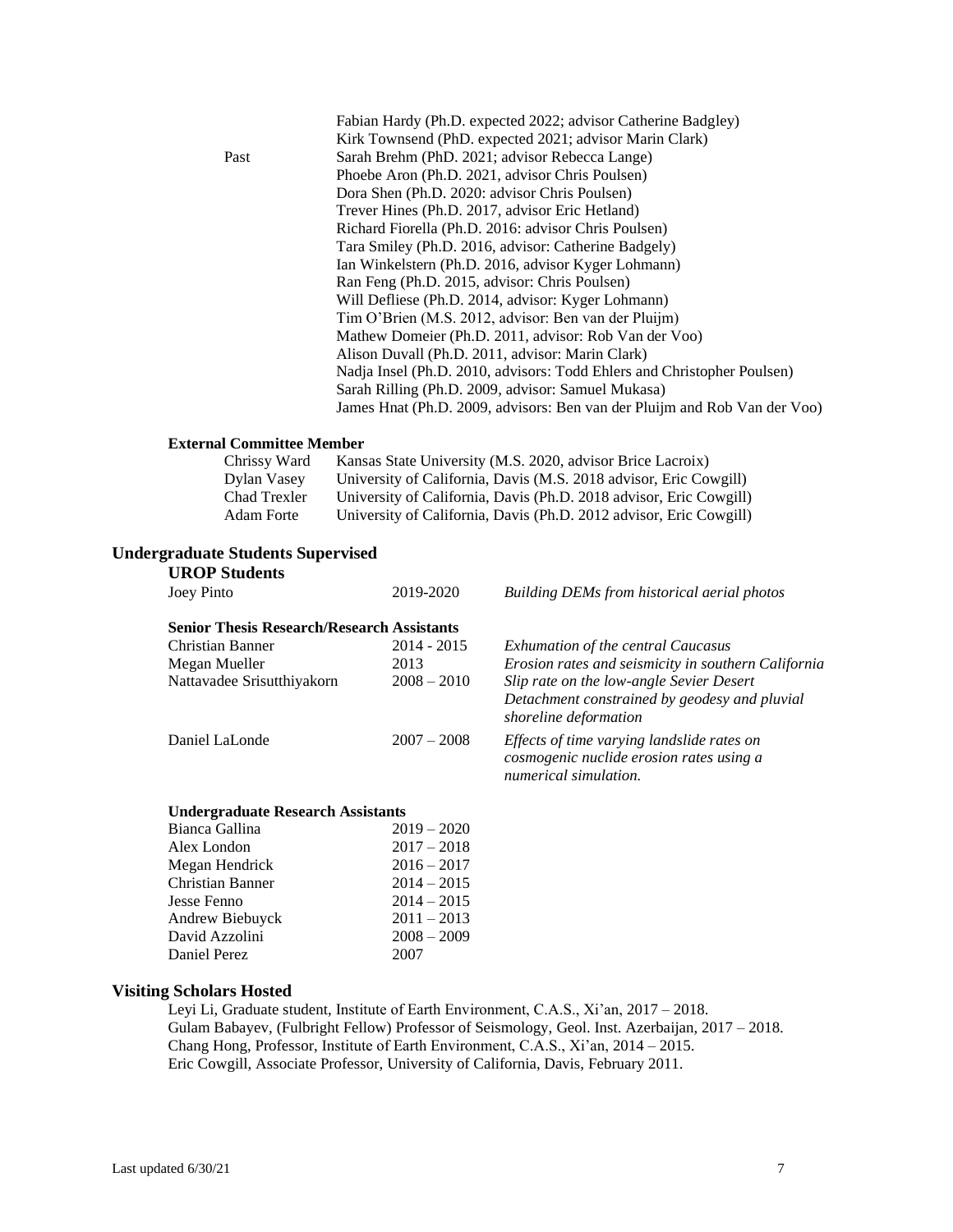| | |
|---|---|
| | Fabian Hardy (Ph.D. expected 2022; advisor Catherine Badgley) |
| | Kirk Townsend (PhD. expected 2021; advisor Marin Clark) |
| Past | Sarah Brehm (PhD. 2021; advisor Rebecca Lange) |
| | Phoebe Aron (Ph.D. 2021, advisor Chris Poulsen) |
| | Dora Shen (Ph.D. 2020: advisor Chris Poulsen) |
| | Trever Hines (Ph.D. 2017, advisor Eric Hetland) |
| | Richard Fiorella (Ph.D. 2016: advisor Chris Poulsen) |
| | Tara Smiley (Ph.D. 2016, advisor: Catherine Badgely) |
| | Ian Winkelstern (Ph.D. 2016, advisor Kyger Lohmann) |
| | Ran Feng (Ph.D. 2015, advisor: Chris Poulsen) |
| | Will Defliese (Ph.D. 2014, advisor: Kyger Lohmann) |
| | Tim O'Brien (M.S. 2012, advisor: Ben van der Pluijm) |
| | Mathew Domeier (Ph.D. 2011, advisor: Rob Van der Voo) |
| | Alison Duvall (Ph.D. 2011, advisor: Marin Clark) |
| | Nadja Insel (Ph.D. 2010, advisors: Todd Ehlers and Christopher Poulsen) |
| | Sarah Rilling (Ph.D. 2009, advisor: Samuel Mukasa) |
| | James Hnat (Ph.D. 2009, advisors: Ben van der Pluijm and Rob Van der Voo) |

**External Committee Member**

| | |
|---|---|
| Chrissy Ward | Kansas State University (M.S. 2020, advisor Brice Lacroix) |
| Dylan Vasey | University of California, Davis (M.S. 2018 advisor, Eric Cowgill) |
| Chad Trexler | University of California, Davis (Ph.D. 2018 advisor, Eric Cowgill) |
| Adam Forte | University of California, Davis (Ph.D. 2012 advisor, Eric Cowgill) |

## Undergraduate Students Supervised

### UROP Students

| | | |
|---|---|---|
| Joey Pinto | 2019-2020 | *Building DEMs from historical aerial photos* |

**Senior Thesis Research/Research Assistants**

| | | |
|---|---|---|
| Christian Banner | 2014 - 2015 | *Exhumation of the central Caucasus* |
| Megan Mueller | 2013 | *Erosion rates and seismicity in southern California* |
| Nattavadee Srisutthiyakorn | 2008 – 2010 | *Slip rate on the low-angle Sevier Desert Detachment constrained by geodesy and pluvial shoreline deformation* |
| Daniel LaLonde | 2007 – 2008 | *Effects of time varying landslide rates on cosmogenic nuclide erosion rates using a numerical simulation.* |

**Undergraduate Research Assistants**

| | |
|---|---|
| Bianca Gallina | 2019 – 2020 |
| Alex London | 2017 – 2018 |
| Megan Hendrick | 2016 – 2017 |
| Christian Banner | 2014 – 2015 |
| Jesse Fenno | 2014 – 2015 |
| Andrew Biebuyck | 2011 – 2013 |
| David Azzolini | 2008 – 2009 |
| Daniel Perez | 2007 |

## Visiting Scholars Hosted

Leyi Li, Graduate student, Institute of Earth Environment, C.A.S., Xi'an, 2017 – 2018.
Gulam Babayev, (Fulbright Fellow) Professor of Seismology, Geol. Inst. Azerbaijan, 2017 – 2018.
Chang Hong, Professor, Institute of Earth Environment, C.A.S., Xi'an, 2014 – 2015.
Eric Cowgill, Associate Professor, University of California, Davis, February 2011.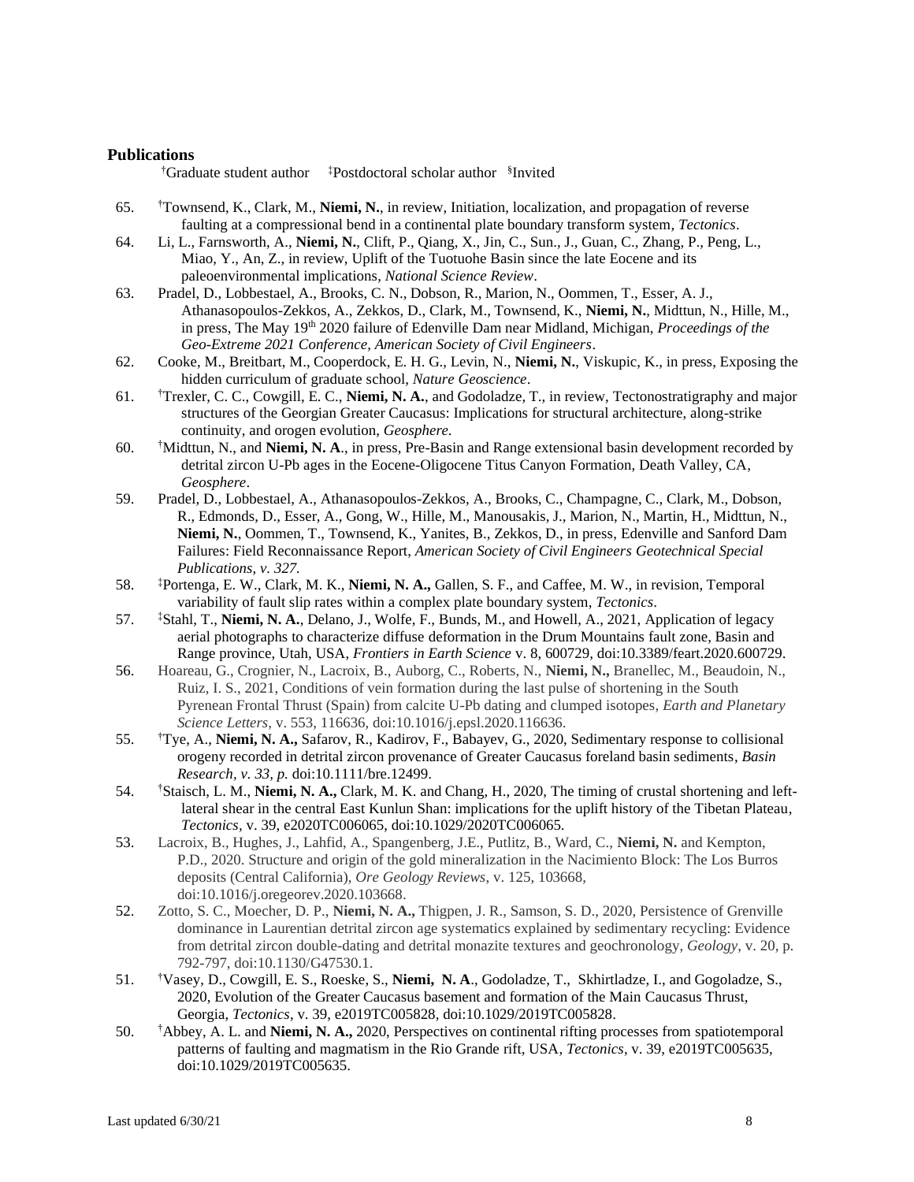### Publications

[†]Graduate student author [‡]Postdoctoral scholar author [§]Invited

65. [†]Townsend, K., Clark, M., **Niemi, N.**, in review, Initiation, localization, and propagation of reverse faulting at a compressional bend in a continental plate boundary transform system, *Tectonics*.
64. Li, L., Farnsworth, A., **Niemi, N.**, Clift, P., Qiang, X., Jin, C., Sun., J., Guan, C., Zhang, P., Peng, L., Miao, Y., An, Z., in review, Uplift of the Tuotuohe Basin since the late Eocene and its paleoenvironmental implications, *National Science Review*.
63. Pradel, D., Lobbestael, A., Brooks, C. N., Dobson, R., Marion, N., Oommen, T., Esser, A. J., Athanasopoulos-Zekkos, A., Zekkos, D., Clark, M., Townsend, K., **Niemi, N.**, Midttun, N., Hille, M., in press, The May 19th 2020 failure of Edenville Dam near Midland, Michigan, *Proceedings of the Geo-Extreme 2021 Conference, American Society of Civil Engineers*.
62. Cooke, M., Breitbart, M., Cooperdock, E. H. G., Levin, N., **Niemi, N.**, Viskupic, K., in press, Exposing the hidden curriculum of graduate school, *Nature Geoscience*.
61. [†]Trexler, C. C., Cowgill, E. C., **Niemi, N. A.**, and Godoladze, T., in review, Tectonostratigraphy and major structures of the Georgian Greater Caucasus: Implications for structural architecture, along-strike continuity, and orogen evolution, *Geosphere*.
60. [†]Midttun, N., and **Niemi, N. A**., in press, Pre-Basin and Range extensional basin development recorded by detrital zircon U-Pb ages in the Eocene-Oligocene Titus Canyon Formation, Death Valley, CA, *Geosphere*.
59. Pradel, D., Lobbestael, A., Athanasopoulos-Zekkos, A., Brooks, C., Champagne, C., Clark, M., Dobson, R., Edmonds, D., Esser, A., Gong, W., Hille, M., Manousakis, J., Marion, N., Martin, H., Midttun, N., **Niemi, N.**, Oommen, T., Townsend, K., Yanites, B., Zekkos, D., in press, Edenville and Sanford Dam Failures: Field Reconnaissance Report, *American Society of Civil Engineers Geotechnical Special Publications, v. 327.*
58. [‡]Portenga, E. W., Clark, M. K., **Niemi, N. A.,** Gallen, S. F., and Caffee, M. W., in revision, Temporal variability of fault slip rates within a complex plate boundary system, *Tectonics*.
57. [‡]Stahl, T., **Niemi, N. A.**, Delano, J., Wolfe, F., Bunds, M., and Howell, A., 2021, Application of legacy aerial photographs to characterize diffuse deformation in the Drum Mountains fault zone, Basin and Range province, Utah, USA, *Frontiers in Earth Science* v. 8, 600729, doi:10.3389/feart.2020.600729.
56. Hoareau, G., Crognier, N., Lacroix, B., Auborg, C., Roberts, N., **Niemi, N.,** Branellec, M., Beaudoin, N., Ruiz, I. S., 2021, Conditions of vein formation during the last pulse of shortening in the South Pyrenean Frontal Thrust (Spain) from calcite U-Pb dating and clumped isotopes, *Earth and Planetary Science Letters*, v. 553, 116636, doi:10.1016/j.epsl.2020.116636.
55. [†]Tye, A., **Niemi, N. A.,** Safarov, R., Kadirov, F., Babayev, G., 2020, Sedimentary response to collisional orogeny recorded in detrital zircon provenance of Greater Caucasus foreland basin sediments, *Basin Research, v. 33, p.* doi:10.1111/bre.12499.
54. [†]Staisch, L. M., **Niemi, N. A.,** Clark, M. K. and Chang, H., 2020, The timing of crustal shortening and left-lateral shear in the central East Kunlun Shan: implications for the uplift history of the Tibetan Plateau, *Tectonics*, v. 39, e2020TC006065, doi:10.1029/2020TC006065.
53. Lacroix, B., Hughes, J., Lahfid, A., Spangenberg, J.E., Putlitz, B., Ward, C., **Niemi, N.** and Kempton, P.D., 2020. Structure and origin of the gold mineralization in the Nacimiento Block: The Los Burros deposits (Central California), *Ore Geology Reviews*, v. 125, 103668, doi:10.1016/j.oregeorev.2020.103668.
52. Zotto, S. C., Moecher, D. P., **Niemi, N. A.,** Thigpen, J. R., Samson, S. D., 2020, Persistence of Grenville dominance in Laurentian detrital zircon age systematics explained by sedimentary recycling: Evidence from detrital zircon double-dating and detrital monazite textures and geochronology, *Geology*, v. 20, p. 792-797, doi:10.1130/G47530.1.
51. [†]Vasey, D., Cowgill, E. S., Roeske, S., **Niemi, N. A**., Godoladze, T., Skhirtladze, I., and Gogoladze, S., 2020, Evolution of the Greater Caucasus basement and formation of the Main Caucasus Thrust, Georgia, *Tectonics*, v. 39, e2019TC005828, doi:10.1029/2019TC005828.
50. [†]Abbey, A. L. and **Niemi, N. A.,** 2020, Perspectives on continental rifting processes from spatiotemporal patterns of faulting and magmatism in the Rio Grande rift, USA, *Tectonics*, v. 39, e2019TC005635, doi:10.1029/2019TC005635.

Last updated 6/30/21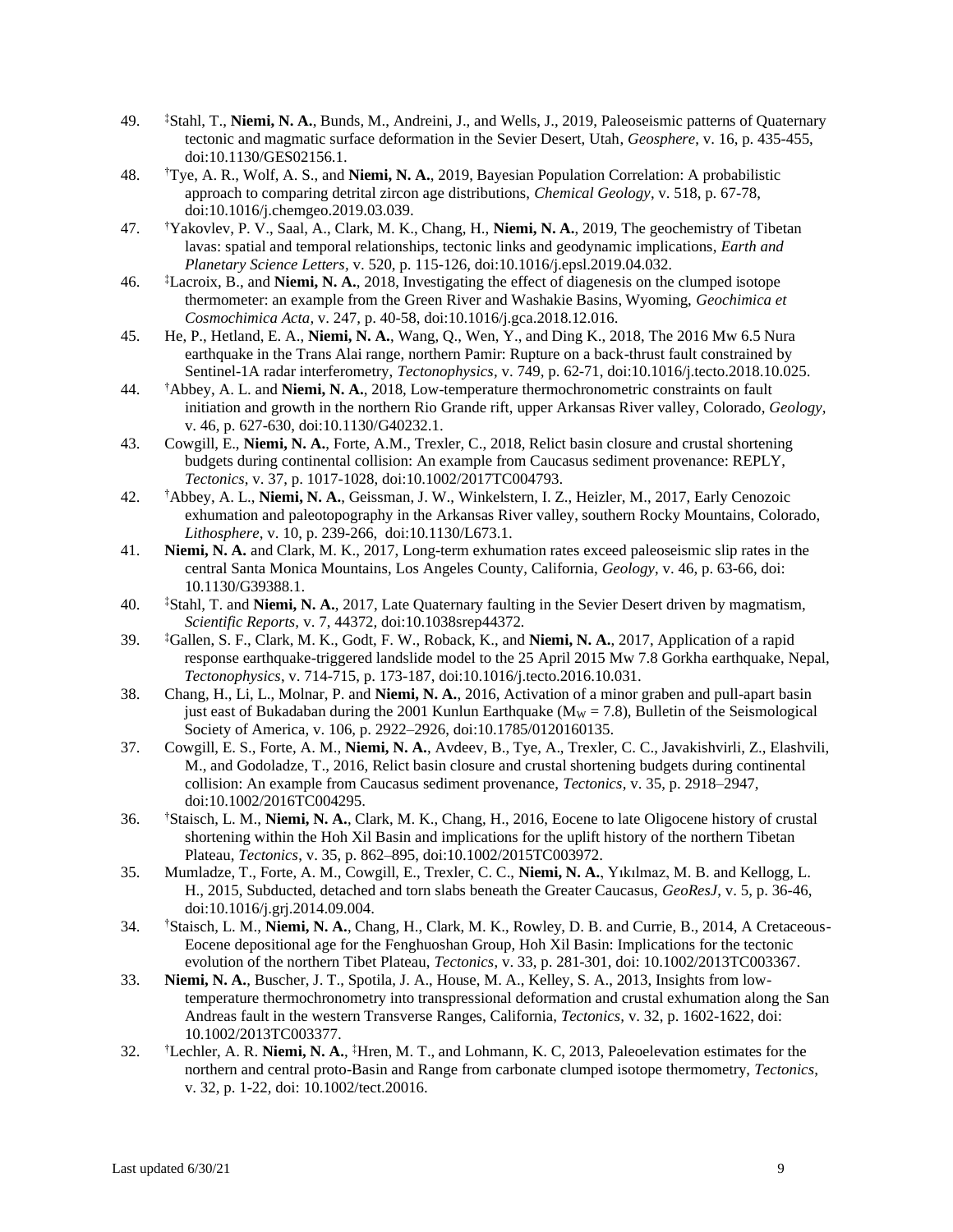49. [‡]Stahl, T., **Niemi, N. A.**, Bunds, M., Andreini, J., and Wells, J., 2019, Paleoseismic patterns of Quaternary tectonic and magmatic surface deformation in the Sevier Desert, Utah, *Geosphere*, v. 16, p. 435-455, doi:10.1130/GES02156.1.
48. [†]Tye, A. R., Wolf, A. S., and **Niemi, N. A.**, 2019, Bayesian Population Correlation: A probabilistic approach to comparing detrital zircon age distributions, *Chemical Geology*, v. 518, p. 67-78, doi:10.1016/j.chemgeo.2019.03.039.
47. [†]Yakovlev, P. V., Saal, A., Clark, M. K., Chang, H., **Niemi, N. A.**, 2019, The geochemistry of Tibetan lavas: spatial and temporal relationships, tectonic links and geodynamic implications, *Earth and Planetary Science Letters*, v. 520, p. 115-126, doi:10.1016/j.epsl.2019.04.032.
46. [‡]Lacroix, B., and **Niemi, N. A.**, 2018, Investigating the effect of diagenesis on the clumped isotope thermometer: an example from the Green River and Washakie Basins, Wyoming, *Geochimica et Cosmochimica Acta*, v. 247, p. 40-58, doi:10.1016/j.gca.2018.12.016.
45. He, P., Hetland, E. A., **Niemi, N. A.**, Wang, Q., Wen, Y., and Ding K., 2018, The 2016 Mw 6.5 Nura earthquake in the Trans Alai range, northern Pamir: Rupture on a back-thrust fault constrained by Sentinel-1A radar interferometry, *Tectonophysics*, v. 749, p. 62-71, doi:10.1016/j.tecto.2018.10.025.
44. [†]Abbey, A. L. and **Niemi, N. A.**, 2018, Low-temperature thermochronometric constraints on fault initiation and growth in the northern Rio Grande rift, upper Arkansas River valley, Colorado, *Geology*, v. 46, p. 627-630, doi:10.1130/G40232.1.
43. Cowgill, E., **Niemi, N. A.**, Forte, A.M., Trexler, C., 2018, Relict basin closure and crustal shortening budgets during continental collision: An example from Caucasus sediment provenance: REPLY, *Tectonics*, v. 37, p. 1017-1028, doi:10.1002/2017TC004793.
42. [†]Abbey, A. L., **Niemi, N. A.**, Geissman, J. W., Winkelstern, I. Z., Heizler, M., 2017, Early Cenozoic exhumation and paleotopography in the Arkansas River valley, southern Rocky Mountains, Colorado, *Lithosphere*, v. 10, p. 239-266, doi:10.1130/L673.1.
41. **Niemi, N. A.** and Clark, M. K., 2017, Long-term exhumation rates exceed paleoseismic slip rates in the central Santa Monica Mountains, Los Angeles County, California, *Geology*, v. 46, p. 63-66, doi: 10.1130/G39388.1.
40. [‡]Stahl, T. and **Niemi, N. A.**, 2017, Late Quaternary faulting in the Sevier Desert driven by magmatism, *Scientific Reports*, v. 7, 44372, doi:10.1038srep44372.
39. [‡]Gallen, S. F., Clark, M. K., Godt, F. W., Roback, K., and **Niemi, N. A.**, 2017, Application of a rapid response earthquake-triggered landslide model to the 25 April 2015 Mw 7.8 Gorkha earthquake, Nepal, *Tectonophysics*, v. 714-715, p. 173-187, doi:10.1016/j.tecto.2016.10.031.
38. Chang, H., Li, L., Molnar, P. and **Niemi, N. A.**, 2016, Activation of a minor graben and pull-apart basin just east of Bukadaban during the 2001 Kunlun Earthquake ($M_W$ = 7.8), Bulletin of the Seismological Society of America, v. 106, p. 2922–2926, doi:10.1785/0120160135.
37. Cowgill, E. S., Forte, A. M., **Niemi, N. A.**, Avdeev, B., Tye, A., Trexler, C. C., Javakishvirli, Z., Elashvili, M., and Godoladze, T., 2016, Relict basin closure and crustal shortening budgets during continental collision: An example from Caucasus sediment provenance, *Tectonics*, v. 35, p. 2918–2947, doi:10.1002/2016TC004295.
36. [†]Staisch, L. M., **Niemi, N. A.**, Clark, M. K., Chang, H., 2016, Eocene to late Oligocene history of crustal shortening within the Hoh Xil Basin and implications for the uplift history of the northern Tibetan Plateau, *Tectonics*, v. 35, p. 862–895, doi:10.1002/2015TC003972.
35. Mumladze, T., Forte, A. M., Cowgill, E., Trexler, C. C., **Niemi, N. A.**, Yıkılmaz, M. B. and Kellogg, L. H., 2015, Subducted, detached and torn slabs beneath the Greater Caucasus, *GeoResJ*, v. 5, p. 36-46, doi:10.1016/j.grj.2014.09.004.
34. [†]Staisch, L. M., **Niemi, N. A.**, Chang, H., Clark, M. K., Rowley, D. B. and Currie, B., 2014, A Cretaceous-Eocene depositional age for the Fenghuoshan Group, Hoh Xil Basin: Implications for the tectonic evolution of the northern Tibet Plateau, *Tectonics*, v. 33, p. 281-301, doi: 10.1002/2013TC003367.
33. **Niemi, N. A.**, Buscher, J. T., Spotila, J. A., House, M. A., Kelley, S. A., 2013, Insights from low-temperature thermochronometry into transpressional deformation and crustal exhumation along the San Andreas fault in the western Transverse Ranges, California, *Tectonics*, v. 32, p. 1602-1622, doi: 10.1002/2013TC003377.
32. [†]Lechler, A. R. **Niemi, N. A.**, [‡]Hren, M. T., and Lohmann, K. C, 2013, Paleoelevation estimates for the northern and central proto-Basin and Range from carbonate clumped isotope thermometry, *Tectonics*, v. 32, p. 1-22, doi: 10.1002/tect.20016.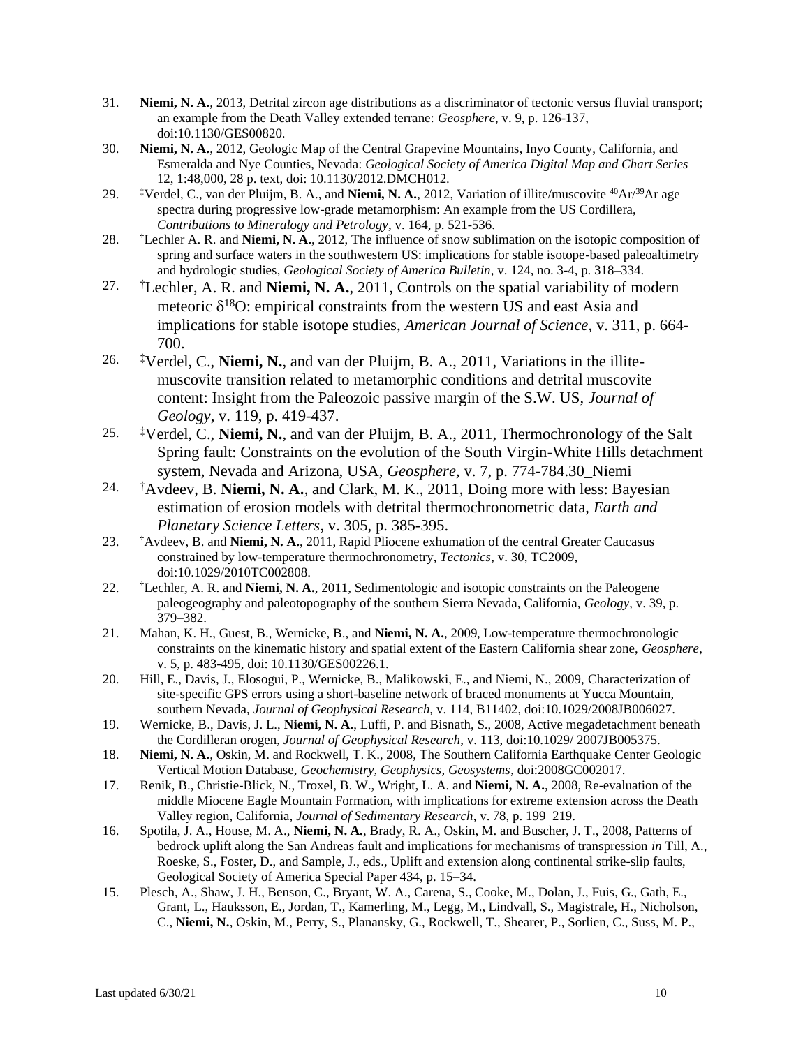31. **Niemi, N. A.**, 2013, Detrital zircon age distributions as a discriminator of tectonic versus fluvial transport; an example from the Death Valley extended terrane: *Geosphere*, v. 9, p. 126-137, doi:10.1130/GES00820.

30. **Niemi, N. A.**, 2012, Geologic Map of the Central Grapevine Mountains, Inyo County, California, and Esmeralda and Nye Counties, Nevada: *Geological Society of America Digital Map and Chart Series* 12, 1:48,000, 28 p. text, doi: 10.1130/2012.DMCH012.

29. ‡Verdel, C., van der Pluijm, B. A., and **Niemi, N. A.**, 2012, Variation of illite/muscovite $^{40}Ar/^{39}Ar$ age spectra during progressive low-grade metamorphism: An example from the US Cordillera, *Contributions to Mineralogy and Petrology*, v. 164, p. 521-536.

28. †Lechler A. R. and **Niemi, N. A.**, 2012, The influence of snow sublimation on the isotopic composition of spring and surface waters in the southwestern US: implications for stable isotope-based paleoaltimetry and hydrologic studies, *Geological Society of America Bulletin*, v. 124, no. 3-4, p. 318–334.

27. †Lechler, A. R. and **Niemi, N. A.**, 2011, Controls on the spatial variability of modern meteoric $\delta^{18}O$: empirical constraints from the western US and east Asia and implications for stable isotope studies, *American Journal of Science*, v. 311, p. 664-700.

26. ‡Verdel, C., **Niemi, N.**, and van der Pluijm, B. A., 2011, Variations in the illite-muscovite transition related to metamorphic conditions and detrital muscovite content: Insight from the Paleozoic passive margin of the S.W. US, *Journal of Geology*, v. 119, p. 419-437.

25. ‡Verdel, C., **Niemi, N.**, and van der Pluijm, B. A., 2011, Thermochronology of the Salt Spring fault: Constraints on the evolution of the South Virgin-White Hills detachment system, Nevada and Arizona, USA, *Geosphere*, v. 7, p. 774-784.30_Niemi

24. †Avdeev, B. **Niemi, N. A.**, and Clark, M. K., 2011, Doing more with less: Bayesian estimation of erosion models with detrital thermochronometric data, *Earth and Planetary Science Letters*, v. 305, p. 385-395.

23. †Avdeev, B. and **Niemi, N. A.**, 2011, Rapid Pliocene exhumation of the central Greater Caucasus constrained by low-temperature thermochronometry, *Tectonics*, v. 30, TC2009, doi:10.1029/2010TC002808.

22. †Lechler, A. R. and **Niemi, N. A.**, 2011, Sedimentologic and isotopic constraints on the Paleogene paleogeography and paleotopography of the southern Sierra Nevada, California, *Geology*, v. 39, p. 379–382.

21. Mahan, K. H., Guest, B., Wernicke, B., and **Niemi, N. A.**, 2009, Low-temperature thermochronologic constraints on the kinematic history and spatial extent of the Eastern California shear zone, *Geosphere*, v. 5, p. 483-495, doi: 10.1130/GES00226.1.

20. Hill, E., Davis, J., Elosogui, P., Wernicke, B., Malikowski, E., and Niemi, N., 2009, Characterization of site-specific GPS errors using a short-baseline network of braced monuments at Yucca Mountain, southern Nevada, *Journal of Geophysical Research*, v. 114, B11402, doi:10.1029/2008JB006027.

19. Wernicke, B., Davis, J. L., **Niemi, N. A.**, Luffi, P. and Bisnath, S., 2008, Active megadetachment beneath the Cordilleran orogen, *Journal of Geophysical Research*, v. 113, doi:10.1029/ 2007JB005375.

18. **Niemi, N. A.**, Oskin, M. and Rockwell, T. K., 2008, The Southern California Earthquake Center Geologic Vertical Motion Database, *Geochemistry, Geophysics, Geosystems*, doi:2008GC002017.

17. Renik, B., Christie-Blick, N., Troxel, B. W., Wright, L. A. and **Niemi, N. A.**, 2008, Re-evaluation of the middle Miocene Eagle Mountain Formation, with implications for extreme extension across the Death Valley region, California, *Journal of Sedimentary Research*, v. 78, p. 199–219.

16. Spotila, J. A., House, M. A., **Niemi, N. A.**, Brady, R. A., Oskin, M. and Buscher, J. T., 2008, Patterns of bedrock uplift along the San Andreas fault and implications for mechanisms of transpression *in* Till, A., Roeske, S., Foster, D., and Sample, J., eds., Uplift and extension along continental strike-slip faults, Geological Society of America Special Paper 434, p. 15–34.

15. Plesch, A., Shaw, J. H., Benson, C., Bryant, W. A., Carena, S., Cooke, M., Dolan, J., Fuis, G., Gath, E., Grant, L., Hauksson, E., Jordan, T., Kamerling, M., Legg, M., Lindvall, S., Magistrale, H., Nicholson, C., **Niemi, N.**, Oskin, M., Perry, S., Planansky, G., Rockwell, T., Shearer, P., Sorlien, C., Suss, M. P.,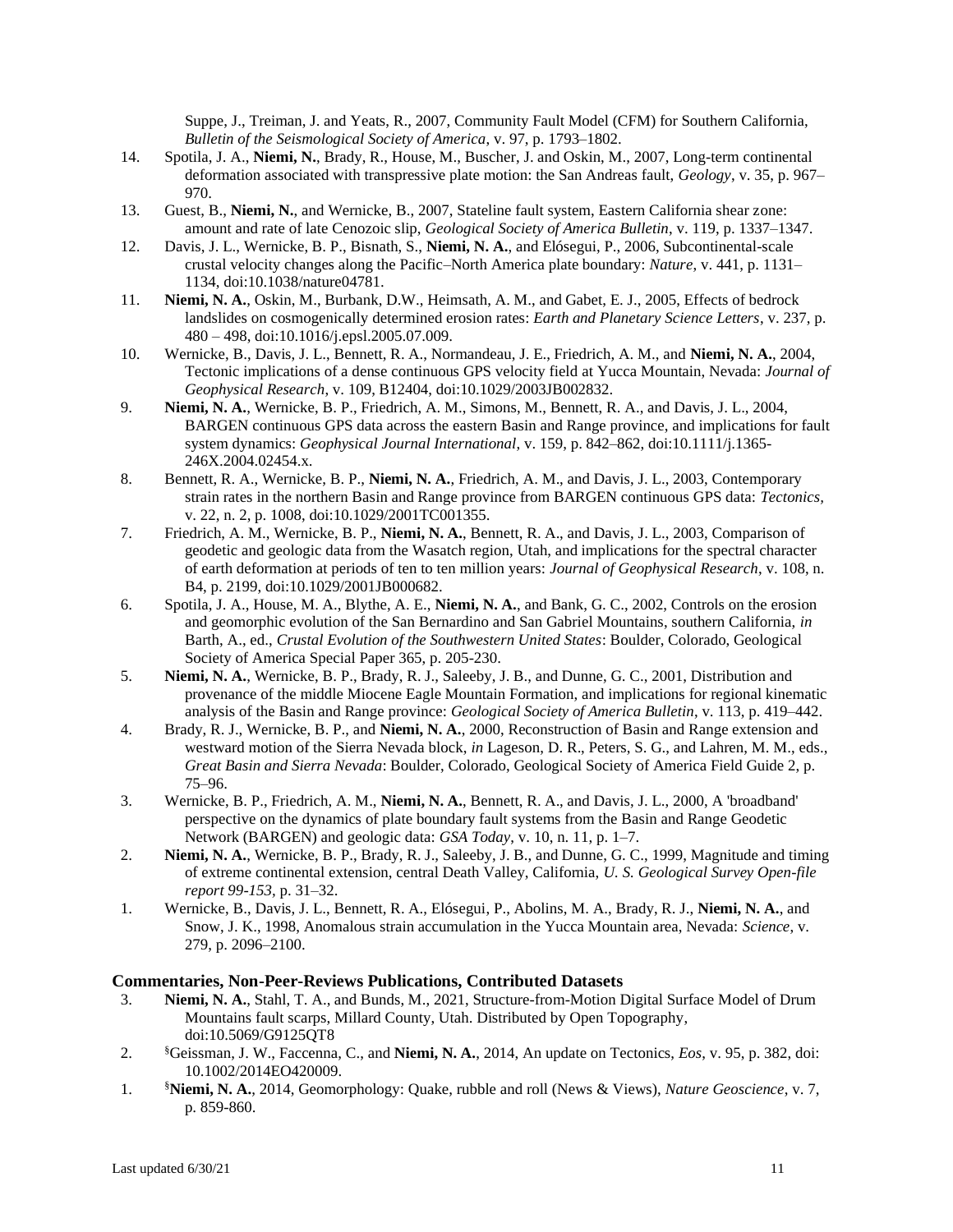Suppe, J., Treiman, J. and Yeats, R., 2007, Community Fault Model (CFM) for Southern California, *Bulletin of the Seismological Society of America*, v. 97, p. 1793–1802.

14. Spotila, J. A., **Niemi, N.**, Brady, R., House, M., Buscher, J. and Oskin, M., 2007, Long-term continental deformation associated with transpressive plate motion: the San Andreas fault, *Geology*, v. 35, p. 967–970.
13. Guest, B., **Niemi, N.**, and Wernicke, B., 2007, Stateline fault system, Eastern California shear zone: amount and rate of late Cenozoic slip, *Geological Society of America Bulletin*, v. 119, p. 1337–1347.
12. Davis, J. L., Wernicke, B. P., Bisnath, S., **Niemi, N. A.**, and Elósegui, P., 2006, Subcontinental-scale crustal velocity changes along the Pacific–North America plate boundary: *Nature*, v. 441, p. 1131–1134, doi:10.1038/nature04781.
11. **Niemi, N. A.**, Oskin, M., Burbank, D.W., Heimsath, A. M., and Gabet, E. J., 2005, Effects of bedrock landslides on cosmogenically determined erosion rates: *Earth and Planetary Science Letters*, v. 237, p. 480 – 498, doi:10.1016/j.epsl.2005.07.009.
10. Wernicke, B., Davis, J. L., Bennett, R. A., Normandeau, J. E., Friedrich, A. M., and **Niemi, N. A.**, 2004, Tectonic implications of a dense continuous GPS velocity field at Yucca Mountain, Nevada: *Journal of Geophysical Research*, v. 109, B12404, doi:10.1029/2003JB002832.
9. **Niemi, N. A.**, Wernicke, B. P., Friedrich, A. M., Simons, M., Bennett, R. A., and Davis, J. L., 2004, BARGEN continuous GPS data across the eastern Basin and Range province, and implications for fault system dynamics: *Geophysical Journal International*, v. 159, p. 842–862, doi:10.1111/j.1365-246X.2004.02454.x.
8. Bennett, R. A., Wernicke, B. P., **Niemi, N. A.**, Friedrich, A. M., and Davis, J. L., 2003, Contemporary strain rates in the northern Basin and Range province from BARGEN continuous GPS data: *Tectonics*, v. 22, n. 2, p. 1008, doi:10.1029/2001TC001355.
7. Friedrich, A. M., Wernicke, B. P., **Niemi, N. A.**, Bennett, R. A., and Davis, J. L., 2003, Comparison of geodetic and geologic data from the Wasatch region, Utah, and implications for the spectral character of earth deformation at periods of ten to ten million years: *Journal of Geophysical Research*, v. 108, n. B4, p. 2199, doi:10.1029/2001JB000682.
6. Spotila, J. A., House, M. A., Blythe, A. E., **Niemi, N. A.**, and Bank, G. C., 2002, Controls on the erosion and geomorphic evolution of the San Bernardino and San Gabriel Mountains, southern California, *in* Barth, A., ed., *Crustal Evolution of the Southwestern United States*: Boulder, Colorado, Geological Society of America Special Paper 365, p. 205-230.
5. **Niemi, N. A.**, Wernicke, B. P., Brady, R. J., Saleeby, J. B., and Dunne, G. C., 2001, Distribution and provenance of the middle Miocene Eagle Mountain Formation, and implications for regional kinematic analysis of the Basin and Range province: *Geological Society of America Bulletin*, v. 113, p. 419–442.
4. Brady, R. J., Wernicke, B. P., and **Niemi, N. A.**, 2000, Reconstruction of Basin and Range extension and westward motion of the Sierra Nevada block, *in* Lageson, D. R., Peters, S. G., and Lahren, M. M., eds., *Great Basin and Sierra Nevada*: Boulder, Colorado, Geological Society of America Field Guide 2, p. 75–96.
3. Wernicke, B. P., Friedrich, A. M., **Niemi, N. A.**, Bennett, R. A., and Davis, J. L., 2000, A 'broadband' perspective on the dynamics of plate boundary fault systems from the Basin and Range Geodetic Network (BARGEN) and geologic data: *GSA Today*, v. 10, n. 11, p. 1–7.
2. **Niemi, N. A.**, Wernicke, B. P., Brady, R. J., Saleeby, J. B., and Dunne, G. C., 1999, Magnitude and timing of extreme continental extension, central Death Valley, California, *U. S. Geological Survey Open-file report 99-153*, p. 31–32.
1. Wernicke, B., Davis, J. L., Bennett, R. A., Elósegui, P., Abolins, M. A., Brady, R. J., **Niemi, N. A.**, and Snow, J. K., 1998, Anomalous strain accumulation in the Yucca Mountain area, Nevada: *Science*, v. 279, p. 2096–2100.

### Commentaries, Non-Peer-Reviews Publications, Contributed Datasets

3. **Niemi, N. A.**, Stahl, T. A., and Bunds, M., 2021, Structure-from-Motion Digital Surface Model of Drum Mountains fault scarps, Millard County, Utah. Distributed by Open Topography, doi:10.5069/G9125QT8
2. §Geissman, J. W., Faccenna, C., and **Niemi, N. A.**, 2014, An update on Tectonics, *Eos*, v. 95, p. 382, doi: 10.1002/2014EO420009.
1. §**Niemi, N. A.**, 2014, Geomorphology: Quake, rubble and roll (News & Views), *Nature Geoscience*, v. 7, p. 859-860.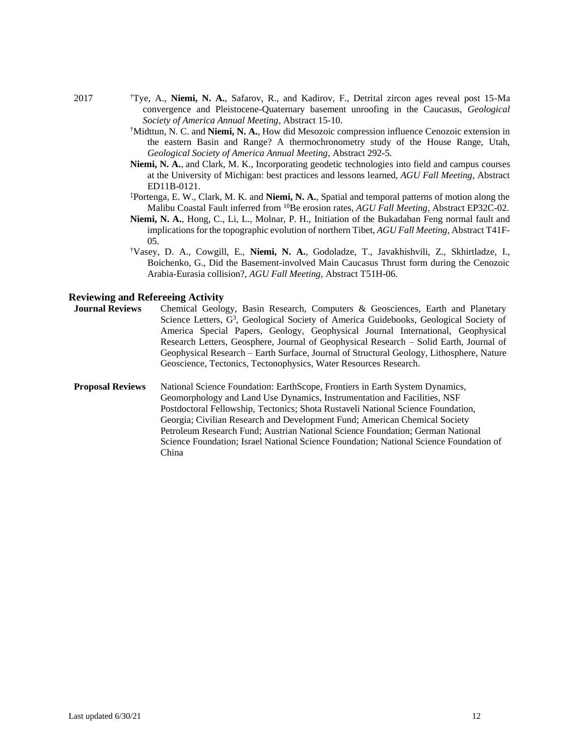2017

[†]Tye, A., **Niemi, N. A.**, Safarov, R., and Kadirov, F., Detrital zircon ages reveal post 15-Ma convergence and Pleistocene-Quaternary basement unroofing in the Caucasus, *Geological Society of America Annual Meeting*, Abstract 15-10.

[†]Midttun, N. C. and **Niemi, N. A.**, How did Mesozoic compression influence Cenozoic extension in the eastern Basin and Range? A thermochronometry study of the House Range, Utah, *Geological Society of America Annual Meeting*, Abstract 292-5.

**Niemi, N. A.**, and Clark, M. K., Incorporating geodetic technologies into field and campus courses at the University of Michigan: best practices and lessons learned, *AGU Fall Meeting*, Abstract ED11B-0121.

[‡]Portenga, E. W., Clark, M. K. and **Niemi, N. A.**, Spatial and temporal patterns of motion along the Malibu Coastal Fault inferred from $^{10}$Be erosion rates, *AGU Fall Meeting*, Abstract EP32C-02.

**Niemi, N. A.**, Hong, C., Li, L., Molnar, P. H., Initiation of the Bukadaban Feng normal fault and implications for the topographic evolution of northern Tibet, *AGU Fall Meeting*, Abstract T41F-05.

[†]Vasey, D. A., Cowgill, E., **Niemi, N. A.**, Godoladze, T., Javakhishvili, Z., Skhirtladze, I., Boichenko, G., Did the Basement-involved Main Caucasus Thrust form during the Cenozoic Arabia-Eurasia collision?, *AGU Fall Meeting*, Abstract T51H-06.

## Reviewing and Refereeing Activity

**Journal Reviews**

Chemical Geology, Basin Research, Computers & Geosciences, Earth and Planetary Science Letters, G$^3$, Geological Society of America Guidebooks, Geological Society of America Special Papers, Geology, Geophysical Journal International, Geophysical Research Letters, Geosphere, Journal of Geophysical Research – Solid Earth, Journal of Geophysical Research – Earth Surface, Journal of Structural Geology, Lithosphere, Nature Geoscience, Tectonics, Tectonophysics, Water Resources Research.

**Proposal Reviews**

National Science Foundation: EarthScope, Frontiers in Earth System Dynamics, Geomorphology and Land Use Dynamics, Instrumentation and Facilities, NSF Postdoctoral Fellowship, Tectonics; Shota Rustaveli National Science Foundation, Georgia; Civilian Research and Development Fund; American Chemical Society Petroleum Research Fund; Austrian National Science Foundation; German National Science Foundation; Israel National Science Foundation; National Science Foundation of China